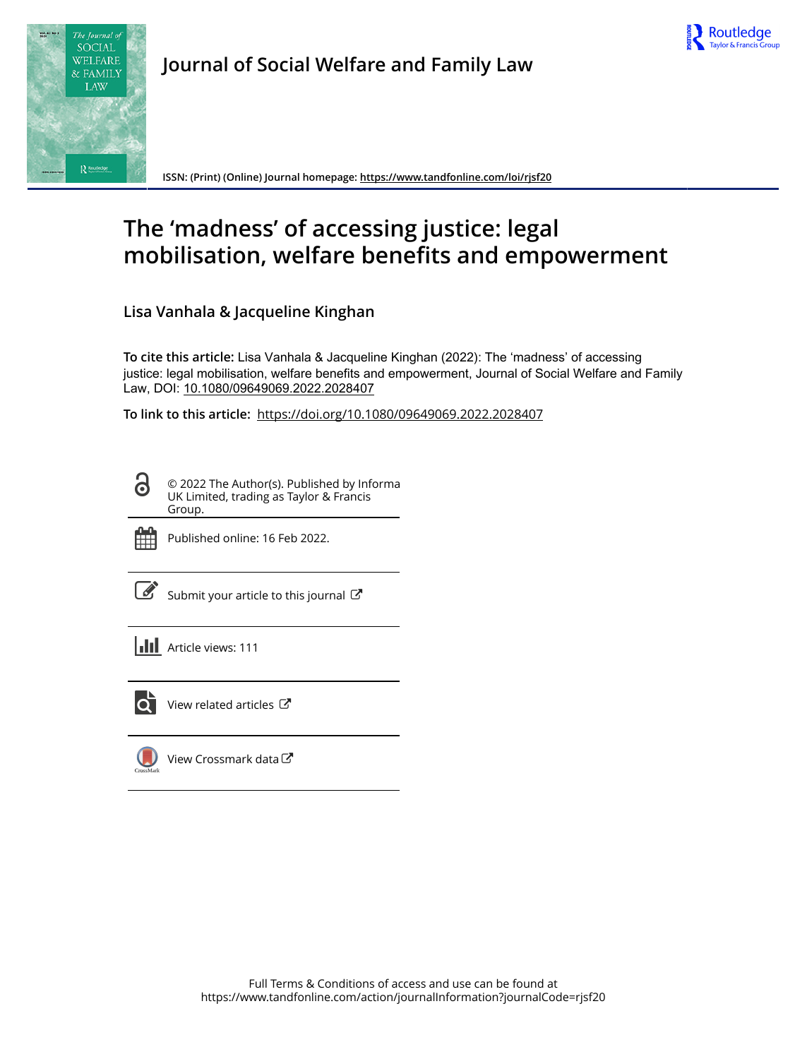Journal of Social Welfare and Family Law

ISSN: (Print) (Online) Journal homepage: https://www.tandfonline.com/loi/rjsf20

# The 'madness' of accessing justice: legal mobilisation, welfare benefits and empowerment

**Lisa Vanhala & Jacqueline Kinghan**

**To cite this article:** Lisa Vanhala & Jacqueline Kinghan (2022): The 'madness' of accessing justice: legal mobilisation, welfare benefits and empowerment, Journal of Social Welfare and Family Law, DOI: 10.1080/09649069.2022.2028407

**To link to this article:** https://doi.org/10.1080/09649069.2022.2028407

© 2022 The Author(s). Published by Informa UK Limited, trading as Taylor & Francis Group.

Published online: 16 Feb 2022.

Submit your article to this journal

Article views: 111

View related articles

View Crossmark data

Full Terms & Conditions of access and use can be found at
https://www.tandfonline.com/action/journalInformation?journalCode=rjsf20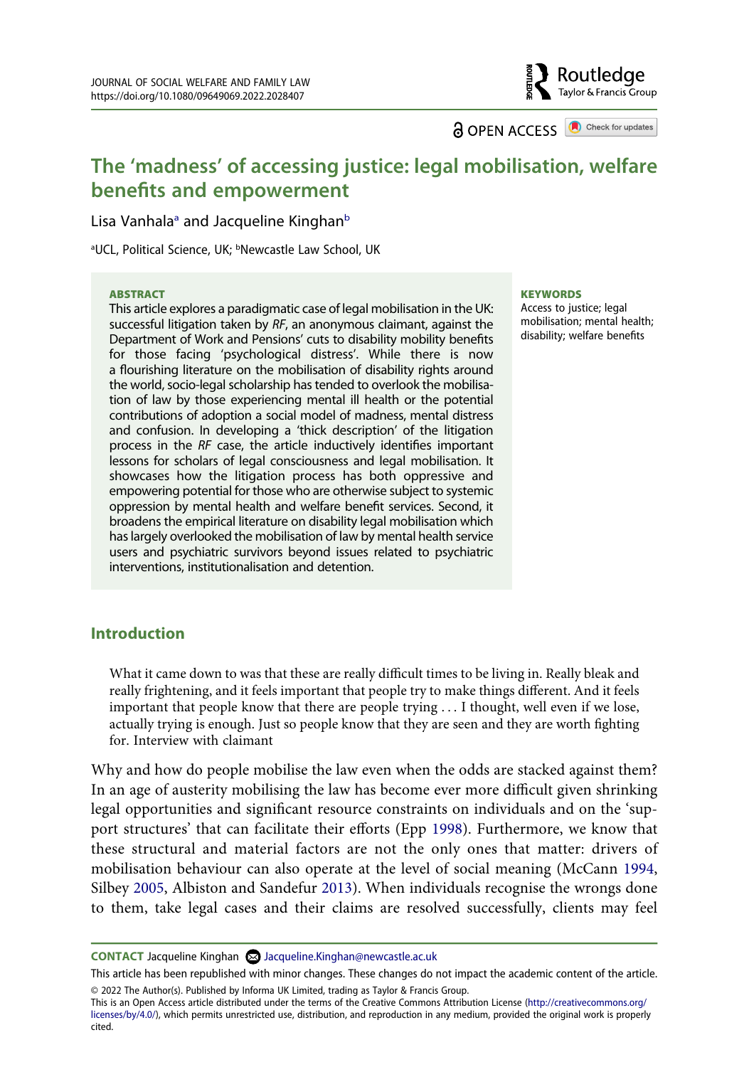# The 'madness' of accessing justice: legal mobilisation, welfare benefits and empowerment

Lisa Vanhala[a] and Jacqueline Kinghan[b]

[a]UCL, Political Science, UK; [b]Newcastle Law School, UK

## ABSTRACT

This article explores a paradigmatic case of legal mobilisation in the UK: successful litigation taken by *RF*, an anonymous claimant, against the Department of Work and Pensions' cuts to disability mobility benefits for those facing 'psychological distress'. While there is now a flourishing literature on the mobilisation of disability rights around the world, socio-legal scholarship has tended to overlook the mobilisation of law by those experiencing mental ill health or the potential contributions of adoption a social model of madness, mental distress and confusion. In developing a 'thick description' of the litigation process in the *RF* case, the article inductively identifies important lessons for scholars of legal consciousness and legal mobilisation. It showcases how the litigation process has both oppressive and empowering potential for those who are otherwise subject to systemic oppression by mental health and welfare benefit services. Second, it broadens the empirical literature on disability legal mobilisation which has largely overlooked the mobilisation of law by mental health service users and psychiatric survivors beyond issues related to psychiatric interventions, institutionalisation and detention.

## KEYWORDS

Access to justice; legal mobilisation; mental health; disability; welfare benefits

## Introduction

> What it came down to was that these are really difficult times to be living in. Really bleak and really frightening, and it feels important that people try to make things different. And it feels important that people know that there are people trying . . . I thought, well even if we lose, actually trying is enough. Just so people know that they are seen and they are worth fighting for. Interview with claimant

Why and how do people mobilise the law even when the odds are stacked against them? In an age of austerity mobilising the law has become ever more difficult given shrinking legal opportunities and significant resource constraints on individuals and on the 'support structures' that can facilitate their efforts (Epp 1998). Furthermore, we know that these structural and material factors are not the only ones that matter: drivers of mobilisation behaviour can also operate at the level of social meaning (McCann 1994, Silbey 2005, Albiston and Sandefur 2013). When individuals recognise the wrongs done to them, take legal cases and their claims are resolved successfully, clients may feel

---

**CONTACT** Jacqueline Kinghan Jacqueline.Kinghan@newcastle.ac.uk

This article has been republished with minor changes. These changes do not impact the academic content of the article.

© 2022 The Author(s). Published by Informa UK Limited, trading as Taylor & Francis Group.

This is an Open Access article distributed under the terms of the Creative Commons Attribution License (http://creativecommons.org/licenses/by/4.0/), which permits unrestricted use, distribution, and reproduction in any medium, provided the original work is properly cited.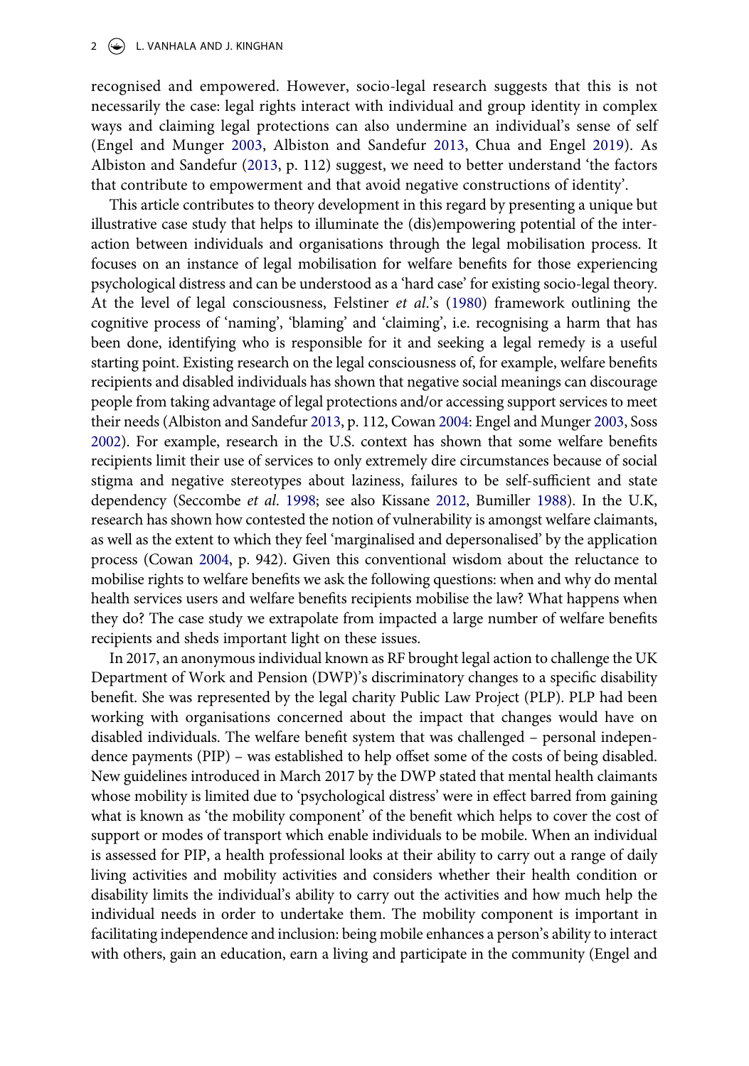recognised and empowered. However, socio-legal research suggests that this is not necessarily the case: legal rights interact with individual and group identity in complex ways and claiming legal protections can also undermine an individual's sense of self (Engel and Munger 2003, Albiston and Sandefur 2013, Chua and Engel 2019). As Albiston and Sandefur (2013, p. 112) suggest, we need to better understand 'the factors that contribute to empowerment and that avoid negative constructions of identity'.

This article contributes to theory development in this regard by presenting a unique but illustrative case study that helps to illuminate the (dis)empowering potential of the interaction between individuals and organisations through the legal mobilisation process. It focuses on an instance of legal mobilisation for welfare benefits for those experiencing psychological distress and can be understood as a 'hard case' for existing socio-legal theory. At the level of legal consciousness, Felstiner *et al.*'s (1980) framework outlining the cognitive process of 'naming', 'blaming' and 'claiming', i.e. recognising a harm that has been done, identifying who is responsible for it and seeking a legal remedy is a useful starting point. Existing research on the legal consciousness of, for example, welfare benefits recipients and disabled individuals has shown that negative social meanings can discourage people from taking advantage of legal protections and/or accessing support services to meet their needs (Albiston and Sandefur 2013, p. 112, Cowan 2004: Engel and Munger 2003, Soss 2002). For example, research in the U.S. context has shown that some welfare benefits recipients limit their use of services to only extremely dire circumstances because of social stigma and negative stereotypes about laziness, failures to be self-sufficient and state dependency (Seccombe *et al*. 1998; see also Kissane 2012, Bumiller 1988). In the U.K, research has shown how contested the notion of vulnerability is amongst welfare claimants, as well as the extent to which they feel 'marginalised and depersonalised' by the application process (Cowan 2004, p. 942). Given this conventional wisdom about the reluctance to mobilise rights to welfare benefits we ask the following questions: when and why do mental health services users and welfare benefits recipients mobilise the law? What happens when they do? The case study we extrapolate from impacted a large number of welfare benefits recipients and sheds important light on these issues.

In 2017, an anonymous individual known as RF brought legal action to challenge the UK Department of Work and Pension (DWP)'s discriminatory changes to a specific disability benefit. She was represented by the legal charity Public Law Project (PLP). PLP had been working with organisations concerned about the impact that changes would have on disabled individuals. The welfare benefit system that was challenged – personal independence payments (PIP) – was established to help offset some of the costs of being disabled. New guidelines introduced in March 2017 by the DWP stated that mental health claimants whose mobility is limited due to 'psychological distress' were in effect barred from gaining what is known as 'the mobility component' of the benefit which helps to cover the cost of support or modes of transport which enable individuals to be mobile. When an individual is assessed for PIP, a health professional looks at their ability to carry out a range of daily living activities and mobility activities and considers whether their health condition or disability limits the individual's ability to carry out the activities and how much help the individual needs in order to undertake them. The mobility component is important in facilitating independence and inclusion: being mobile enhances a person's ability to interact with others, gain an education, earn a living and participate in the community (Engel and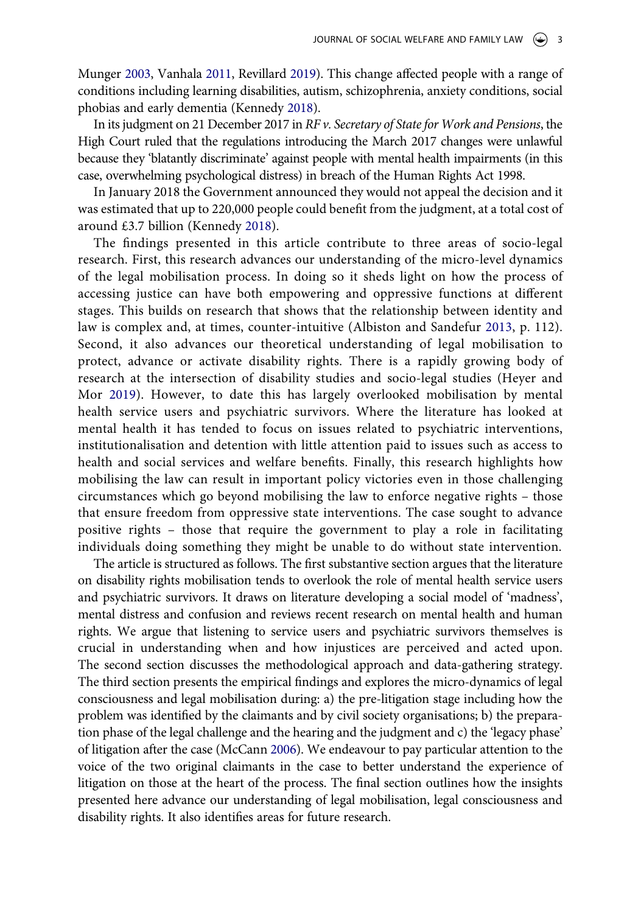Munger 2003, Vanhala 2011, Revillard 2019). This change affected people with a range of conditions including learning disabilities, autism, schizophrenia, anxiety conditions, social phobias and early dementia (Kennedy 2018).

In its judgment on 21 December 2017 in *RF v. Secretary of State for Work and Pensions*, the High Court ruled that the regulations introducing the March 2017 changes were unlawful because they 'blatantly discriminate' against people with mental health impairments (in this case, overwhelming psychological distress) in breach of the Human Rights Act 1998.

In January 2018 the Government announced they would not appeal the decision and it was estimated that up to 220,000 people could benefit from the judgment, at a total cost of around £3.7 billion (Kennedy 2018).

The findings presented in this article contribute to three areas of socio-legal research. First, this research advances our understanding of the micro-level dynamics of the legal mobilisation process. In doing so it sheds light on how the process of accessing justice can have both empowering and oppressive functions at different stages. This builds on research that shows that the relationship between identity and law is complex and, at times, counter-intuitive (Albiston and Sandefur 2013, p. 112). Second, it also advances our theoretical understanding of legal mobilisation to protect, advance or activate disability rights. There is a rapidly growing body of research at the intersection of disability studies and socio-legal studies (Heyer and Mor 2019). However, to date this has largely overlooked mobilisation by mental health service users and psychiatric survivors. Where the literature has looked at mental health it has tended to focus on issues related to psychiatric interventions, institutionalisation and detention with little attention paid to issues such as access to health and social services and welfare benefits. Finally, this research highlights how mobilising the law can result in important policy victories even in those challenging circumstances which go beyond mobilising the law to enforce negative rights – those that ensure freedom from oppressive state interventions. The case sought to advance positive rights – those that require the government to play a role in facilitating individuals doing something they might be unable to do without state intervention.

The article is structured as follows. The first substantive section argues that the literature on disability rights mobilisation tends to overlook the role of mental health service users and psychiatric survivors. It draws on literature developing a social model of 'madness', mental distress and confusion and reviews recent research on mental health and human rights. We argue that listening to service users and psychiatric survivors themselves is crucial in understanding when and how injustices are perceived and acted upon. The second section discusses the methodological approach and data-gathering strategy. The third section presents the empirical findings and explores the micro-dynamics of legal consciousness and legal mobilisation during: a) the pre-litigation stage including how the problem was identified by the claimants and by civil society organisations; b) the preparation phase of the legal challenge and the hearing and the judgment and c) the 'legacy phase' of litigation after the case (McCann 2006). We endeavour to pay particular attention to the voice of the two original claimants in the case to better understand the experience of litigation on those at the heart of the process. The final section outlines how the insights presented here advance our understanding of legal mobilisation, legal consciousness and disability rights. It also identifies areas for future research.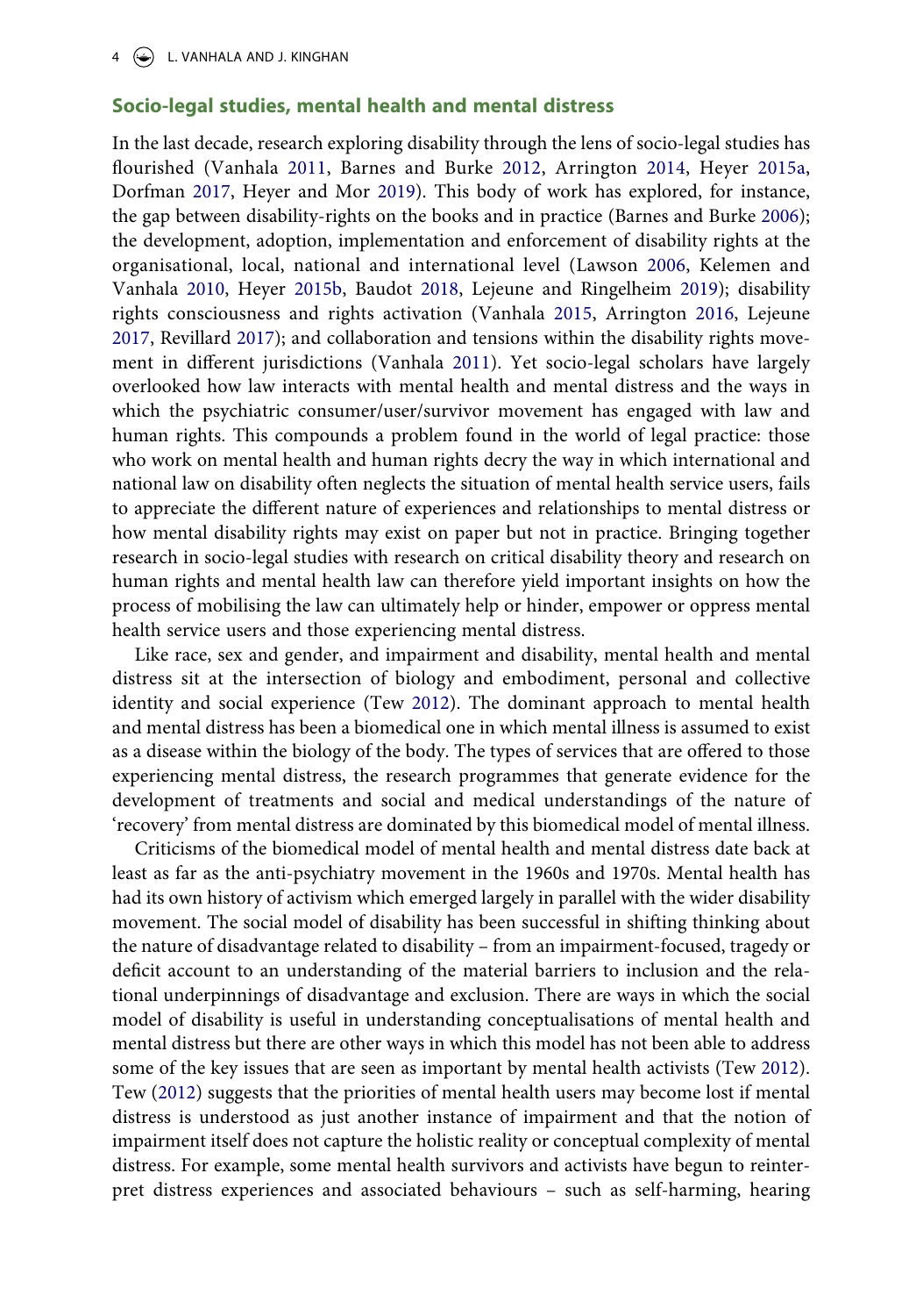## Socio-legal studies, mental health and mental distress

In the last decade, research exploring disability through the lens of socio-legal studies has flourished (Vanhala 2011, Barnes and Burke 2012, Arrington 2014, Heyer 2015a, Dorfman 2017, Heyer and Mor 2019). This body of work has explored, for instance, the gap between disability-rights on the books and in practice (Barnes and Burke 2006); the development, adoption, implementation and enforcement of disability rights at the organisational, local, national and international level (Lawson 2006, Kelemen and Vanhala 2010, Heyer 2015b, Baudot 2018, Lejeune and Ringelheim 2019); disability rights consciousness and rights activation (Vanhala 2015, Arrington 2016, Lejeune 2017, Revillard 2017); and collaboration and tensions within the disability rights movement in different jurisdictions (Vanhala 2011). Yet socio-legal scholars have largely overlooked how law interacts with mental health and mental distress and the ways in which the psychiatric consumer/user/survivor movement has engaged with law and human rights. This compounds a problem found in the world of legal practice: those who work on mental health and human rights decry the way in which international and national law on disability often neglects the situation of mental health service users, fails to appreciate the different nature of experiences and relationships to mental distress or how mental disability rights may exist on paper but not in practice. Bringing together research in socio-legal studies with research on critical disability theory and research on human rights and mental health law can therefore yield important insights on how the process of mobilising the law can ultimately help or hinder, empower or oppress mental health service users and those experiencing mental distress.

Like race, sex and gender, and impairment and disability, mental health and mental distress sit at the intersection of biology and embodiment, personal and collective identity and social experience (Tew 2012). The dominant approach to mental health and mental distress has been a biomedical one in which mental illness is assumed to exist as a disease within the biology of the body. The types of services that are offered to those experiencing mental distress, the research programmes that generate evidence for the development of treatments and social and medical understandings of the nature of 'recovery' from mental distress are dominated by this biomedical model of mental illness.

Criticisms of the biomedical model of mental health and mental distress date back at least as far as the anti-psychiatry movement in the 1960s and 1970s. Mental health has had its own history of activism which emerged largely in parallel with the wider disability movement. The social model of disability has been successful in shifting thinking about the nature of disadvantage related to disability – from an impairment-focused, tragedy or deficit account to an understanding of the material barriers to inclusion and the relational underpinnings of disadvantage and exclusion. There are ways in which the social model of disability is useful in understanding conceptualisations of mental health and mental distress but there are other ways in which this model has not been able to address some of the key issues that are seen as important by mental health activists (Tew 2012). Tew (2012) suggests that the priorities of mental health users may become lost if mental distress is understood as just another instance of impairment and that the notion of impairment itself does not capture the holistic reality or conceptual complexity of mental distress. For example, some mental health survivors and activists have begun to reinterpret distress experiences and associated behaviours – such as self-harming, hearing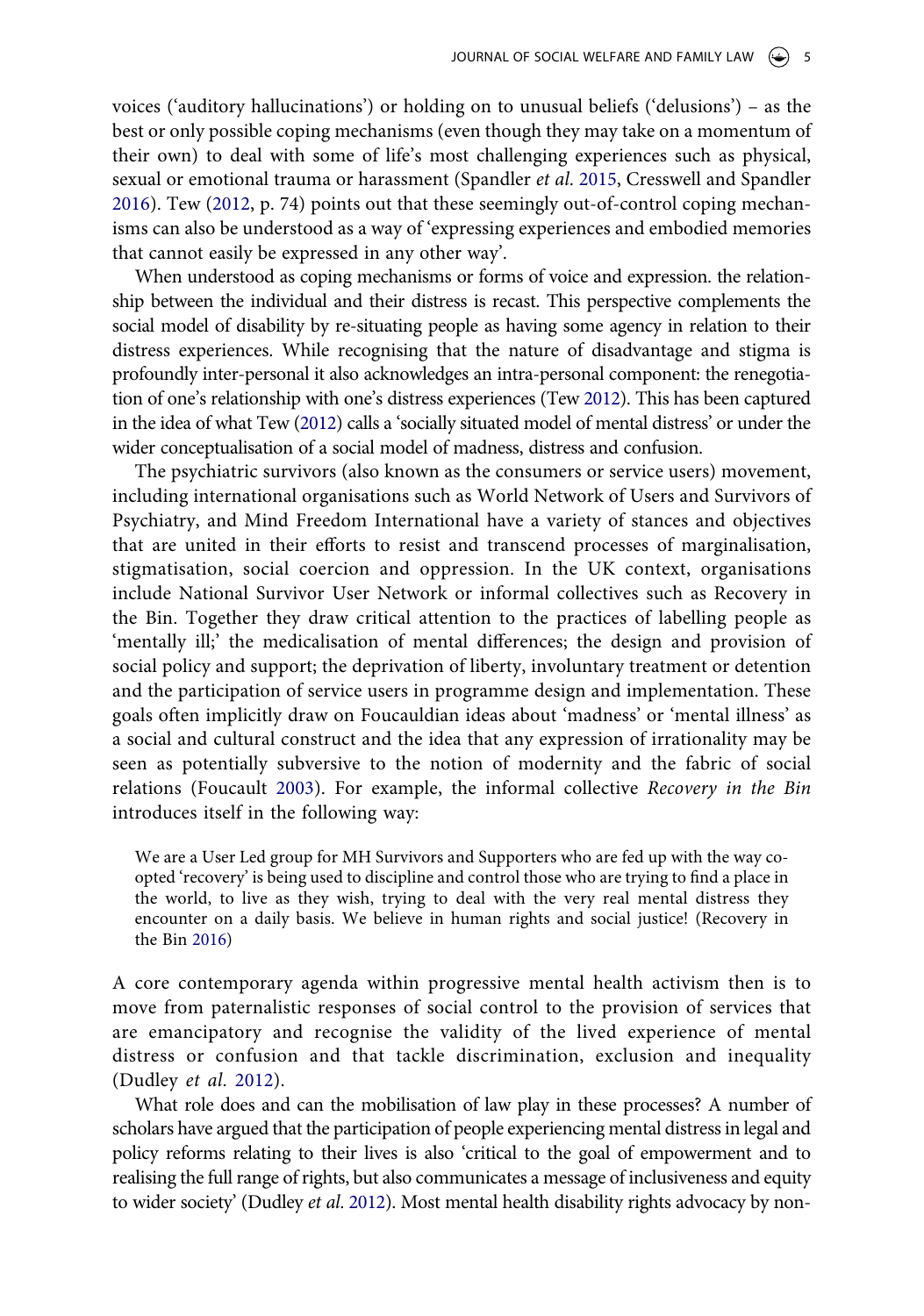voices ('auditory hallucinations') or holding on to unusual beliefs ('delusions') – as the best or only possible coping mechanisms (even though they may take on a momentum of their own) to deal with some of life's most challenging experiences such as physical, sexual or emotional trauma or harassment (Spandler *et al*. 2015, Cresswell and Spandler 2016). Tew (2012, p. 74) points out that these seemingly out-of-control coping mechanisms can also be understood as a way of 'expressing experiences and embodied memories that cannot easily be expressed in any other way'.

When understood as coping mechanisms or forms of voice and expression. the relationship between the individual and their distress is recast. This perspective complements the social model of disability by re-situating people as having some agency in relation to their distress experiences. While recognising that the nature of disadvantage and stigma is profoundly inter-personal it also acknowledges an intra-personal component: the renegotiation of one's relationship with one's distress experiences (Tew 2012). This has been captured in the idea of what Tew (2012) calls a 'socially situated model of mental distress' or under the wider conceptualisation of a social model of madness, distress and confusion.

The psychiatric survivors (also known as the consumers or service users) movement, including international organisations such as World Network of Users and Survivors of Psychiatry, and Mind Freedom International have a variety of stances and objectives that are united in their efforts to resist and transcend processes of marginalisation, stigmatisation, social coercion and oppression. In the UK context, organisations include National Survivor User Network or informal collectives such as Recovery in the Bin. Together they draw critical attention to the practices of labelling people as 'mentally ill;' the medicalisation of mental differences; the design and provision of social policy and support; the deprivation of liberty, involuntary treatment or detention and the participation of service users in programme design and implementation. These goals often implicitly draw on Foucauldian ideas about 'madness' or 'mental illness' as a social and cultural construct and the idea that any expression of irrationality may be seen as potentially subversive to the notion of modernity and the fabric of social relations (Foucault 2003). For example, the informal collective *Recovery in the Bin* introduces itself in the following way:

> We are a User Led group for MH Survivors and Supporters who are fed up with the way co-opted 'recovery' is being used to discipline and control those who are trying to find a place in the world, to live as they wish, trying to deal with the very real mental distress they encounter on a daily basis. We believe in human rights and social justice! (Recovery in the Bin 2016)

A core contemporary agenda within progressive mental health activism then is to move from paternalistic responses of social control to the provision of services that are emancipatory and recognise the validity of the lived experience of mental distress or confusion and that tackle discrimination, exclusion and inequality (Dudley *et al*. 2012).

What role does and can the mobilisation of law play in these processes? A number of scholars have argued that the participation of people experiencing mental distress in legal and policy reforms relating to their lives is also 'critical to the goal of empowerment and to realising the full range of rights, but also communicates a message of inclusiveness and equity to wider society' (Dudley *et al*. 2012). Most mental health disability rights advocacy by non-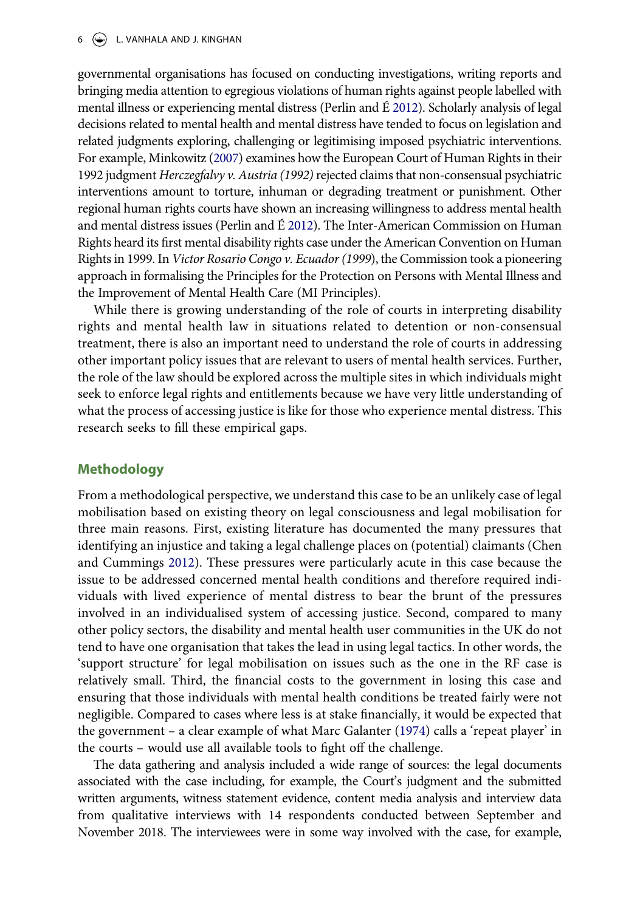governmental organisations has focused on conducting investigations, writing reports and bringing media attention to egregious violations of human rights against people labelled with mental illness or experiencing mental distress (Perlin and É 2012). Scholarly analysis of legal decisions related to mental health and mental distress have tended to focus on legislation and related judgments exploring, challenging or legitimising imposed psychiatric interventions. For example, Minkowitz (2007) examines how the European Court of Human Rights in their 1992 judgment *Herczegfalvy v. Austria (1992)* rejected claims that non-consensual psychiatric interventions amount to torture, inhuman or degrading treatment or punishment. Other regional human rights courts have shown an increasing willingness to address mental health and mental distress issues (Perlin and É 2012). The Inter-American Commission on Human Rights heard its first mental disability rights case under the American Convention on Human Rights in 1999. In *Victor Rosario Congo v. Ecuador (1999)*, the Commission took a pioneering approach in formalising the Principles for the Protection on Persons with Mental Illness and the Improvement of Mental Health Care (MI Principles).

While there is growing understanding of the role of courts in interpreting disability rights and mental health law in situations related to detention or non-consensual treatment, there is also an important need to understand the role of courts in addressing other important policy issues that are relevant to users of mental health services. Further, the role of the law should be explored across the multiple sites in which individuals might seek to enforce legal rights and entitlements because we have very little understanding of what the process of accessing justice is like for those who experience mental distress. This research seeks to fill these empirical gaps.

## Methodology

From a methodological perspective, we understand this case to be an unlikely case of legal mobilisation based on existing theory on legal consciousness and legal mobilisation for three main reasons. First, existing literature has documented the many pressures that identifying an injustice and taking a legal challenge places on (potential) claimants (Chen and Cummings 2012). These pressures were particularly acute in this case because the issue to be addressed concerned mental health conditions and therefore required individuals with lived experience of mental distress to bear the brunt of the pressures involved in an individualised system of accessing justice. Second, compared to many other policy sectors, the disability and mental health user communities in the UK do not tend to have one organisation that takes the lead in using legal tactics. In other words, the 'support structure' for legal mobilisation on issues such as the one in the RF case is relatively small. Third, the financial costs to the government in losing this case and ensuring that those individuals with mental health conditions be treated fairly were not negligible. Compared to cases where less is at stake financially, it would be expected that the government – a clear example of what Marc Galanter (1974) calls a 'repeat player' in the courts – would use all available tools to fight off the challenge.

The data gathering and analysis included a wide range of sources: the legal documents associated with the case including, for example, the Court's judgment and the submitted written arguments, witness statement evidence, content media analysis and interview data from qualitative interviews with 14 respondents conducted between September and November 2018. The interviewees were in some way involved with the case, for example,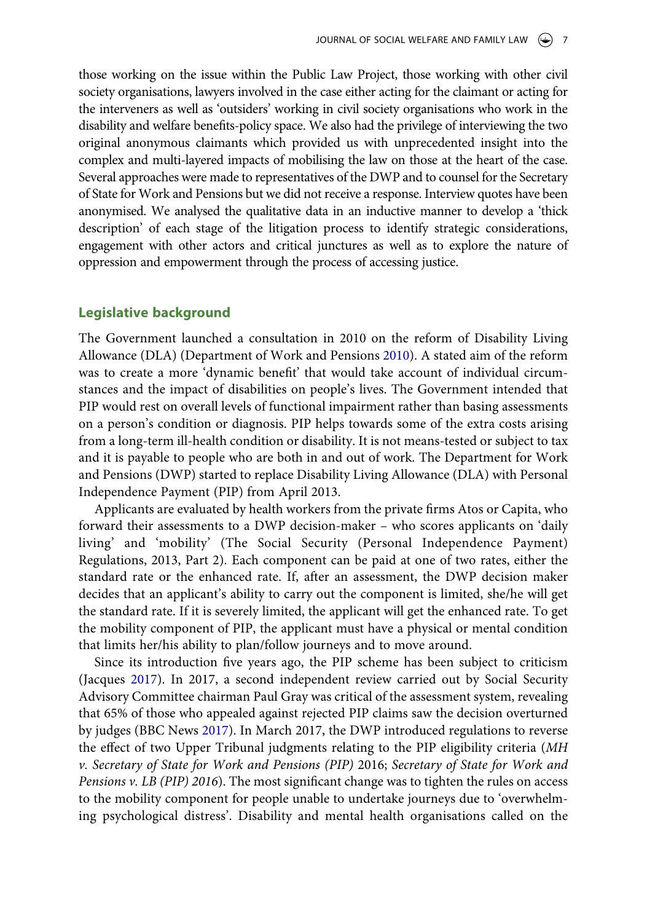those working on the issue within the Public Law Project, those working with other civil society organisations, lawyers involved in the case either acting for the claimant or acting for the interveners as well as 'outsiders' working in civil society organisations who work in the disability and welfare benefits-policy space. We also had the privilege of interviewing the two original anonymous claimants which provided us with unprecedented insight into the complex and multi-layered impacts of mobilising the law on those at the heart of the case. Several approaches were made to representatives of the DWP and to counsel for the Secretary of State for Work and Pensions but we did not receive a response. Interview quotes have been anonymised. We analysed the qualitative data in an inductive manner to develop a 'thick description' of each stage of the litigation process to identify strategic considerations, engagement with other actors and critical junctures as well as to explore the nature of oppression and empowerment through the process of accessing justice.

## Legislative background

The Government launched a consultation in 2010 on the reform of Disability Living Allowance (DLA) (Department of Work and Pensions 2010). A stated aim of the reform was to create a more 'dynamic benefit' that would take account of individual circumstances and the impact of disabilities on people's lives. The Government intended that PIP would rest on overall levels of functional impairment rather than basing assessments on a person's condition or diagnosis. PIP helps towards some of the extra costs arising from a long-term ill-health condition or disability. It is not means-tested or subject to tax and it is payable to people who are both in and out of work. The Department for Work and Pensions (DWP) started to replace Disability Living Allowance (DLA) with Personal Independence Payment (PIP) from April 2013.

Applicants are evaluated by health workers from the private firms Atos or Capita, who forward their assessments to a DWP decision-maker – who scores applicants on 'daily living' and 'mobility' (The Social Security (Personal Independence Payment) Regulations, 2013, Part 2). Each component can be paid at one of two rates, either the standard rate or the enhanced rate. If, after an assessment, the DWP decision maker decides that an applicant's ability to carry out the component is limited, she/he will get the standard rate. If it is severely limited, the applicant will get the enhanced rate. To get the mobility component of PIP, the applicant must have a physical or mental condition that limits her/his ability to plan/follow journeys and to move around.

Since its introduction five years ago, the PIP scheme has been subject to criticism (Jacques 2017). In 2017, a second independent review carried out by Social Security Advisory Committee chairman Paul Gray was critical of the assessment system, revealing that 65% of those who appealed against rejected PIP claims saw the decision overturned by judges (BBC News 2017). In March 2017, the DWP introduced regulations to reverse the effect of two Upper Tribunal judgments relating to the PIP eligibility criteria (*MH v. Secretary of State for Work and Pensions (PIP)* 2016; *Secretary of State for Work and Pensions v. LB (PIP) 2016*). The most significant change was to tighten the rules on access to the mobility component for people unable to undertake journeys due to 'overwhelming psychological distress'. Disability and mental health organisations called on the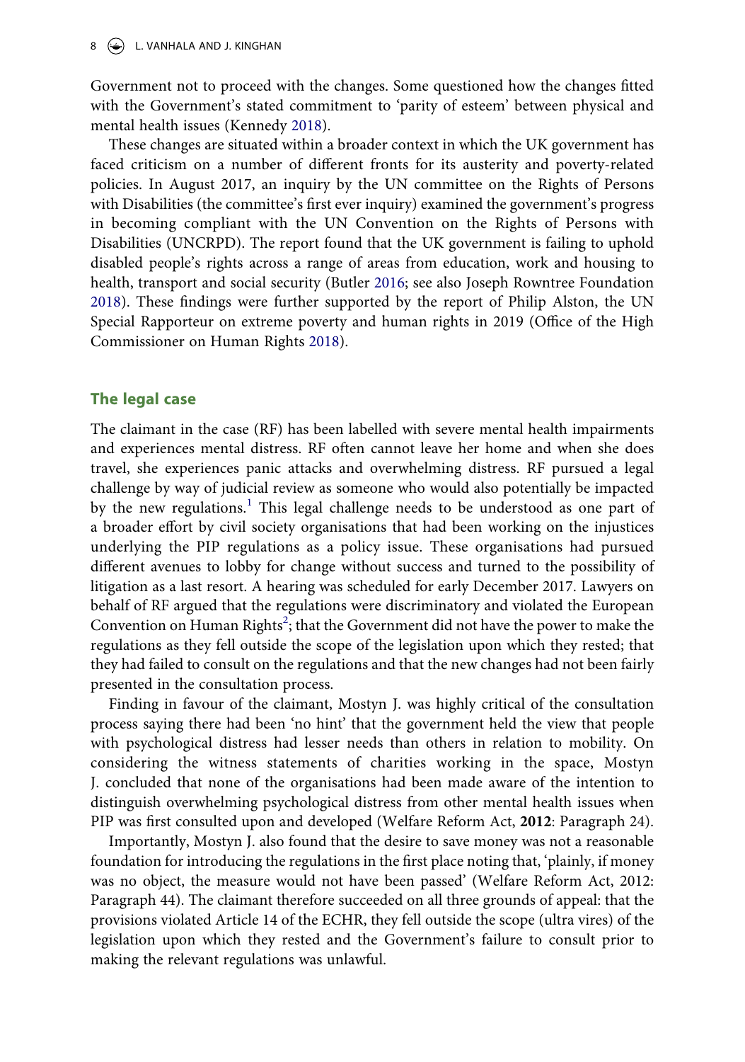Government not to proceed with the changes. Some questioned how the changes fitted with the Government's stated commitment to 'parity of esteem' between physical and mental health issues (Kennedy 2018).

These changes are situated within a broader context in which the UK government has faced criticism on a number of different fronts for its austerity and poverty-related policies. In August 2017, an inquiry by the UN committee on the Rights of Persons with Disabilities (the committee's first ever inquiry) examined the government's progress in becoming compliant with the UN Convention on the Rights of Persons with Disabilities (UNCRPD). The report found that the UK government is failing to uphold disabled people's rights across a range of areas from education, work and housing to health, transport and social security (Butler 2016; see also Joseph Rowntree Foundation 2018). These findings were further supported by the report of Philip Alston, the UN Special Rapporteur on extreme poverty and human rights in 2019 (Office of the High Commissioner on Human Rights 2018).

## The legal case

The claimant in the case (RF) has been labelled with severe mental health impairments and experiences mental distress. RF often cannot leave her home and when she does travel, she experiences panic attacks and overwhelming distress. RF pursued a legal challenge by way of judicial review as someone who would also potentially be impacted by the new regulations.[1] This legal challenge needs to be understood as one part of a broader effort by civil society organisations that had been working on the injustices underlying the PIP regulations as a policy issue. These organisations had pursued different avenues to lobby for change without success and turned to the possibility of litigation as a last resort. A hearing was scheduled for early December 2017. Lawyers on behalf of RF argued that the regulations were discriminatory and violated the European Convention on Human Rights[2]; that the Government did not have the power to make the regulations as they fell outside the scope of the legislation upon which they rested; that they had failed to consult on the regulations and that the new changes had not been fairly presented in the consultation process.

Finding in favour of the claimant, Mostyn J. was highly critical of the consultation process saying there had been 'no hint' that the government held the view that people with psychological distress had lesser needs than others in relation to mobility. On considering the witness statements of charities working in the space, Mostyn J. concluded that none of the organisations had been made aware of the intention to distinguish overwhelming psychological distress from other mental health issues when PIP was first consulted upon and developed (Welfare Reform Act, **2012**: Paragraph 24).

Importantly, Mostyn J. also found that the desire to save money was not a reasonable foundation for introducing the regulations in the first place noting that, 'plainly, if money was no object, the measure would not have been passed' (Welfare Reform Act, 2012: Paragraph 44). The claimant therefore succeeded on all three grounds of appeal: that the provisions violated Article 14 of the ECHR, they fell outside the scope (ultra vires) of the legislation upon which they rested and the Government's failure to consult prior to making the relevant regulations was unlawful.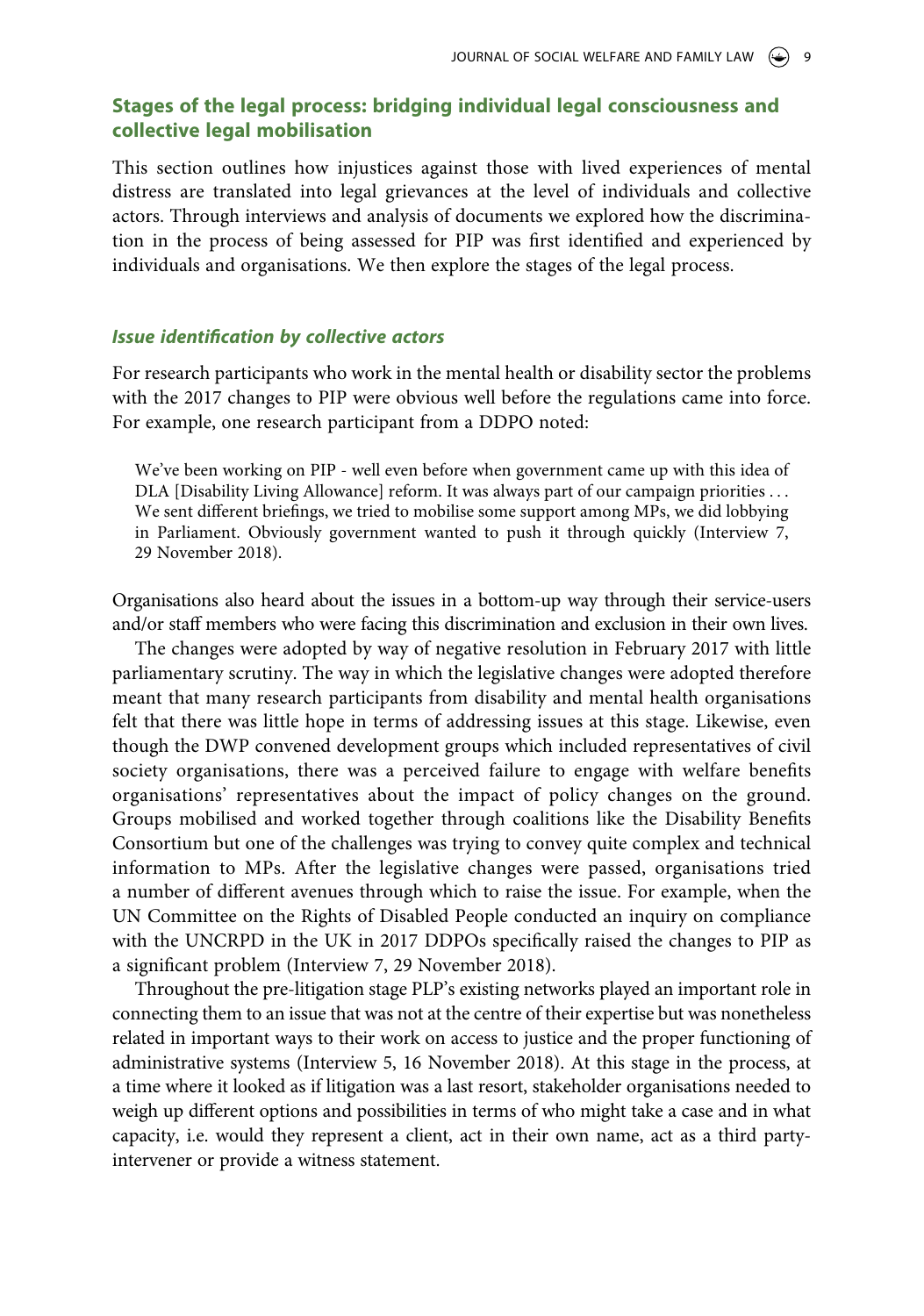## Stages of the legal process: bridging individual legal consciousness and collective legal mobilisation

This section outlines how injustices against those with lived experiences of mental distress are translated into legal grievances at the level of individuals and collective actors. Through interviews and analysis of documents we explored how the discrimination in the process of being assessed for PIP was first identified and experienced by individuals and organisations. We then explore the stages of the legal process.

### *Issue identification by collective actors*

For research participants who work in the mental health or disability sector the problems with the 2017 changes to PIP were obvious well before the regulations came into force. For example, one research participant from a DDPO noted:

> We've been working on PIP - well even before when government came up with this idea of DLA [Disability Living Allowance] reform. It was always part of our campaign priorities . . . We sent different briefings, we tried to mobilise some support among MPs, we did lobbying in Parliament. Obviously government wanted to push it through quickly (Interview 7, 29 November 2018).

Organisations also heard about the issues in a bottom-up way through their service-users and/or staff members who were facing this discrimination and exclusion in their own lives.

The changes were adopted by way of negative resolution in February 2017 with little parliamentary scrutiny. The way in which the legislative changes were adopted therefore meant that many research participants from disability and mental health organisations felt that there was little hope in terms of addressing issues at this stage. Likewise, even though the DWP convened development groups which included representatives of civil society organisations, there was a perceived failure to engage with welfare benefits organisations' representatives about the impact of policy changes on the ground. Groups mobilised and worked together through coalitions like the Disability Benefits Consortium but one of the challenges was trying to convey quite complex and technical information to MPs. After the legislative changes were passed, organisations tried a number of different avenues through which to raise the issue. For example, when the UN Committee on the Rights of Disabled People conducted an inquiry on compliance with the UNCRPD in the UK in 2017 DDPOs specifically raised the changes to PIP as a significant problem (Interview 7, 29 November 2018).

Throughout the pre-litigation stage PLP's existing networks played an important role in connecting them to an issue that was not at the centre of their expertise but was nonetheless related in important ways to their work on access to justice and the proper functioning of administrative systems (Interview 5, 16 November 2018). At this stage in the process, at a time where it looked as if litigation was a last resort, stakeholder organisations needed to weigh up different options and possibilities in terms of who might take a case and in what capacity, i.e. would they represent a client, act in their own name, act as a third party-intervener or provide a witness statement.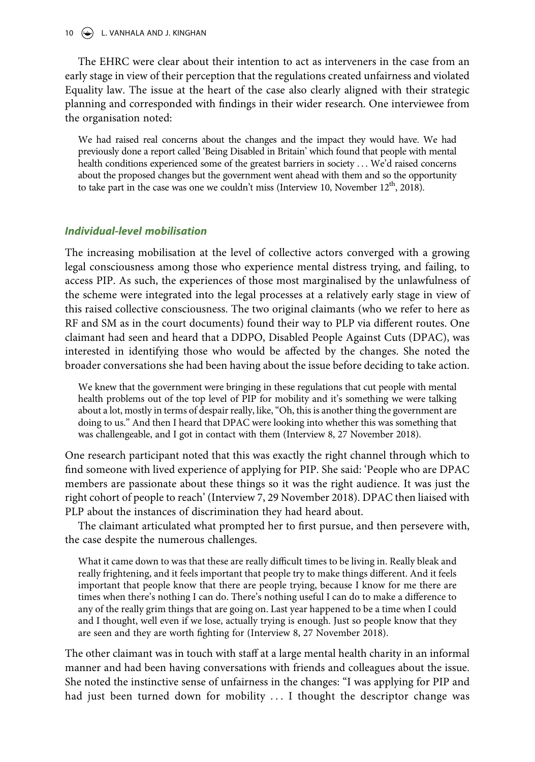The EHRC were clear about their intention to act as interveners in the case from an early stage in view of their perception that the regulations created unfairness and violated Equality law. The issue at the heart of the case also clearly aligned with their strategic planning and corresponded with findings in their wider research. One interviewee from the organisation noted:

> We had raised real concerns about the changes and the impact they would have. We had previously done a report called 'Being Disabled in Britain' which found that people with mental health conditions experienced some of the greatest barriers in society ... We'd raised concerns about the proposed changes but the government went ahead with them and so the opportunity to take part in the case was one we couldn't miss (Interview 10, November 12th, 2018).

### *Individual-level mobilisation*

The increasing mobilisation at the level of collective actors converged with a growing legal consciousness among those who experience mental distress trying, and failing, to access PIP. As such, the experiences of those most marginalised by the unlawfulness of the scheme were integrated into the legal processes at a relatively early stage in view of this raised collective consciousness. The two original claimants (who we refer to here as RF and SM as in the court documents) found their way to PLP via different routes. One claimant had seen and heard that a DDPO, Disabled People Against Cuts (DPAC), was interested in identifying those who would be affected by the changes. She noted the broader conversations she had been having about the issue before deciding to take action.

> We knew that the government were bringing in these regulations that cut people with mental health problems out of the top level of PIP for mobility and it's something we were talking about a lot, mostly in terms of despair really, like, "Oh, this is another thing the government are doing to us." And then I heard that DPAC were looking into whether this was something that was challengeable, and I got in contact with them (Interview 8, 27 November 2018).

One research participant noted that this was exactly the right channel through which to find someone with lived experience of applying for PIP. She said: 'People who are DPAC members are passionate about these things so it was the right audience. It was just the right cohort of people to reach' (Interview 7, 29 November 2018). DPAC then liaised with PLP about the instances of discrimination they had heard about.

The claimant articulated what prompted her to first pursue, and then persevere with, the case despite the numerous challenges.

> What it came down to was that these are really difficult times to be living in. Really bleak and really frightening, and it feels important that people try to make things different. And it feels important that people know that there are people trying, because I know for me there are times when there's nothing I can do. There's nothing useful I can do to make a difference to any of the really grim things that are going on. Last year happened to be a time when I could and I thought, well even if we lose, actually trying is enough. Just so people know that they are seen and they are worth fighting for (Interview 8, 27 November 2018).

The other claimant was in touch with staff at a large mental health charity in an informal manner and had been having conversations with friends and colleagues about the issue. She noted the instinctive sense of unfairness in the changes: "I was applying for PIP and had just been turned down for mobility ... I thought the descriptor change was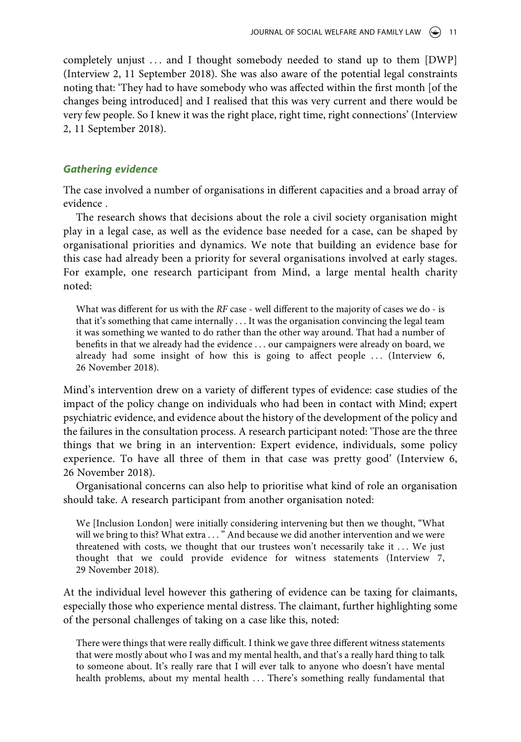completely unjust … and I thought somebody needed to stand up to them [DWP] (Interview 2, 11 September 2018). She was also aware of the potential legal constraints noting that: 'They had to have somebody who was affected within the first month [of the changes being introduced] and I realised that this was very current and there would be very few people. So I knew it was the right place, right time, right connections' (Interview 2, 11 September 2018).

### *Gathering evidence*

The case involved a number of organisations in different capacities and a broad array of evidence .

The research shows that decisions about the role a civil society organisation might play in a legal case, as well as the evidence base needed for a case, can be shaped by organisational priorities and dynamics. We note that building an evidence base for this case had already been a priority for several organisations involved at early stages. For example, one research participant from Mind, a large mental health charity noted:

> What was different for us with the *RF* case - well different to the majority of cases we do - is that it's something that came internally … It was the organisation convincing the legal team it was something we wanted to do rather than the other way around. That had a number of benefits in that we already had the evidence … our campaigners were already on board, we already had some insight of how this is going to affect people … (Interview 6, 26 November 2018).

Mind's intervention drew on a variety of different types of evidence: case studies of the impact of the policy change on individuals who had been in contact with Mind; expert psychiatric evidence, and evidence about the history of the development of the policy and the failures in the consultation process. A research participant noted: 'Those are the three things that we bring in an intervention: Expert evidence, individuals, some policy experience. To have all three of them in that case was pretty good' (Interview 6, 26 November 2018).

Organisational concerns can also help to prioritise what kind of role an organisation should take. A research participant from another organisation noted:

> We [Inclusion London] were initially considering intervening but then we thought, "What will we bring to this? What extra … " And because we did another intervention and we were threatened with costs, we thought that our trustees won't necessarily take it … We just thought that we could provide evidence for witness statements (Interview 7, 29 November 2018).

At the individual level however this gathering of evidence can be taxing for claimants, especially those who experience mental distress. The claimant, further highlighting some of the personal challenges of taking on a case like this, noted:

> There were things that were really difficult. I think we gave three different witness statements that were mostly about who I was and my mental health, and that's a really hard thing to talk to someone about. It's really rare that I will ever talk to anyone who doesn't have mental health problems, about my mental health … There's something really fundamental that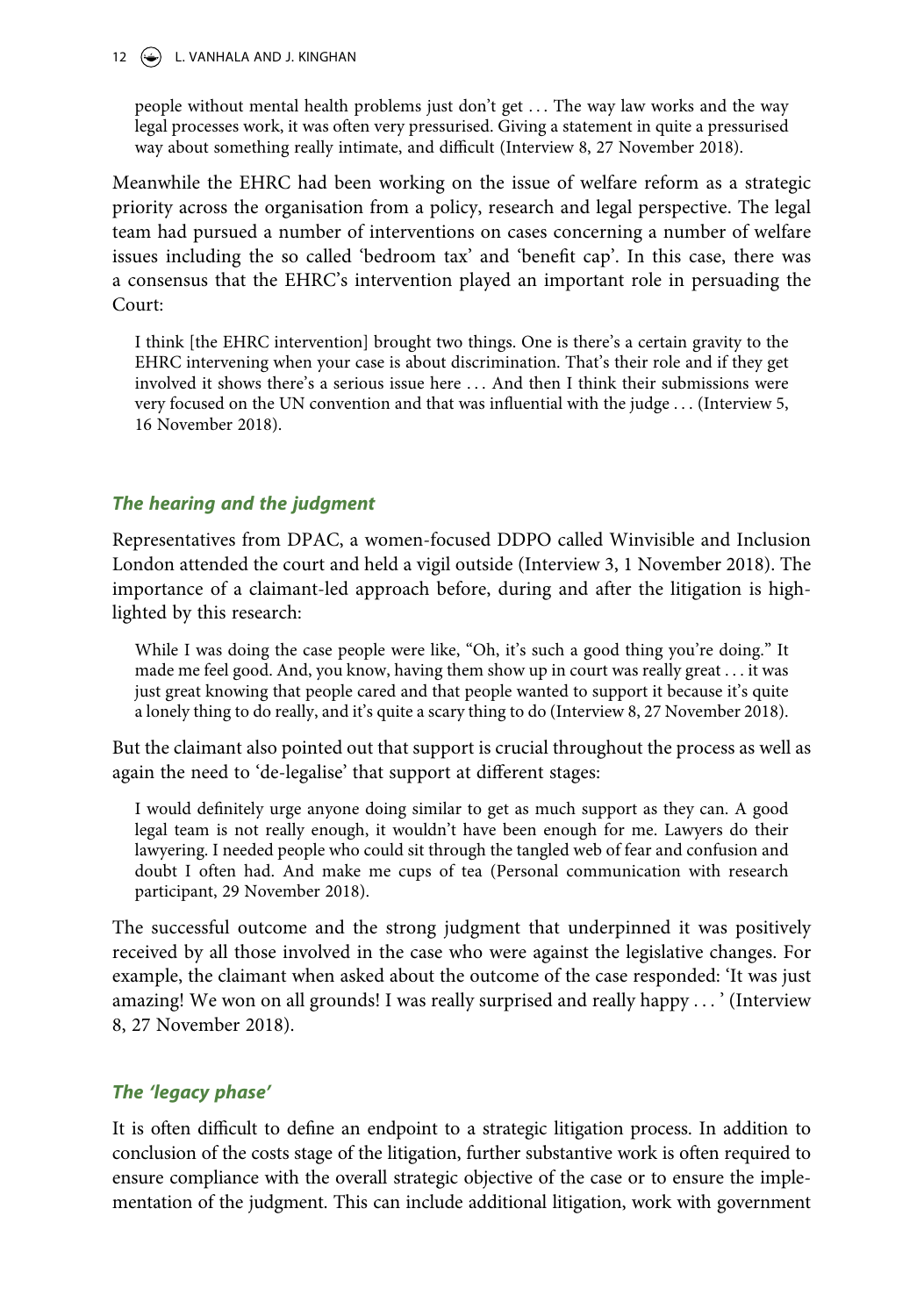people without mental health problems just don't get … The way law works and the way legal processes work, it was often very pressurised. Giving a statement in quite a pressurised way about something really intimate, and difficult (Interview 8, 27 November 2018).

Meanwhile the EHRC had been working on the issue of welfare reform as a strategic priority across the organisation from a policy, research and legal perspective. The legal team had pursued a number of interventions on cases concerning a number of welfare issues including the so called 'bedroom tax' and 'benefit cap'. In this case, there was a consensus that the EHRC's intervention played an important role in persuading the Court:

> I think [the EHRC intervention] brought two things. One is there's a certain gravity to the EHRC intervening when your case is about discrimination. That's their role and if they get involved it shows there's a serious issue here … And then I think their submissions were very focused on the UN convention and that was influential with the judge … (Interview 5, 16 November 2018).

### *The hearing and the judgment*

Representatives from DPAC, a women-focused DDPO called Winvisible and Inclusion London attended the court and held a vigil outside (Interview 3, 1 November 2018). The importance of a claimant-led approach before, during and after the litigation is highlighted by this research:

> While I was doing the case people were like, "Oh, it's such a good thing you're doing." It made me feel good. And, you know, having them show up in court was really great … it was just great knowing that people cared and that people wanted to support it because it's quite a lonely thing to do really, and it's quite a scary thing to do (Interview 8, 27 November 2018).

But the claimant also pointed out that support is crucial throughout the process as well as again the need to 'de-legalise' that support at different stages:

> I would definitely urge anyone doing similar to get as much support as they can. A good legal team is not really enough, it wouldn't have been enough for me. Lawyers do their lawyering. I needed people who could sit through the tangled web of fear and confusion and doubt I often had. And make me cups of tea (Personal communication with research participant, 29 November 2018).

The successful outcome and the strong judgment that underpinned it was positively received by all those involved in the case who were against the legislative changes. For example, the claimant when asked about the outcome of the case responded: 'It was just amazing! We won on all grounds! I was really surprised and really happy … ' (Interview 8, 27 November 2018).

### *The 'legacy phase'*

It is often difficult to define an endpoint to a strategic litigation process. In addition to conclusion of the costs stage of the litigation, further substantive work is often required to ensure compliance with the overall strategic objective of the case or to ensure the implementation of the judgment. This can include additional litigation, work with government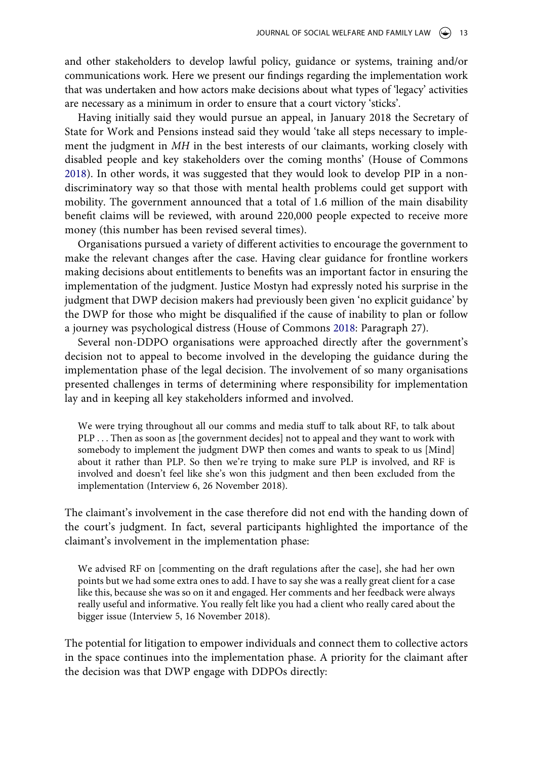and other stakeholders to develop lawful policy, guidance or systems, training and/or communications work. Here we present our findings regarding the implementation work that was undertaken and how actors make decisions about what types of 'legacy' activities are necessary as a minimum in order to ensure that a court victory 'sticks'.

Having initially said they would pursue an appeal, in January 2018 the Secretary of State for Work and Pensions instead said they would 'take all steps necessary to implement the judgment in *MH* in the best interests of our claimants, working closely with disabled people and key stakeholders over the coming months' (House of Commons 2018). In other words, it was suggested that they would look to develop PIP in a non-discriminatory way so that those with mental health problems could get support with mobility. The government announced that a total of 1.6 million of the main disability benefit claims will be reviewed, with around 220,000 people expected to receive more money (this number has been revised several times).

Organisations pursued a variety of different activities to encourage the government to make the relevant changes after the case. Having clear guidance for frontline workers making decisions about entitlements to benefits was an important factor in ensuring the implementation of the judgment. Justice Mostyn had expressly noted his surprise in the judgment that DWP decision makers had previously been given 'no explicit guidance' by the DWP for those who might be disqualified if the cause of inability to plan or follow a journey was psychological distress (House of Commons 2018: Paragraph 27).

Several non-DDPO organisations were approached directly after the government's decision not to appeal to become involved in the developing the guidance during the implementation phase of the legal decision. The involvement of so many organisations presented challenges in terms of determining where responsibility for implementation lay and in keeping all key stakeholders informed and involved.

> We were trying throughout all our comms and media stuff to talk about RF, to talk about PLP . . . Then as soon as [the government decides] not to appeal and they want to work with somebody to implement the judgment DWP then comes and wants to speak to us [Mind] about it rather than PLP. So then we're trying to make sure PLP is involved, and RF is involved and doesn't feel like she's won this judgment and then been excluded from the implementation (Interview 6, 26 November 2018).

The claimant's involvement in the case therefore did not end with the handing down of the court's judgment. In fact, several participants highlighted the importance of the claimant's involvement in the implementation phase:

> We advised RF on [commenting on the draft regulations after the case], she had her own points but we had some extra ones to add. I have to say she was a really great client for a case like this, because she was so on it and engaged. Her comments and her feedback were always really useful and informative. You really felt like you had a client who really cared about the bigger issue (Interview 5, 16 November 2018).

The potential for litigation to empower individuals and connect them to collective actors in the space continues into the implementation phase. A priority for the claimant after the decision was that DWP engage with DDPOs directly: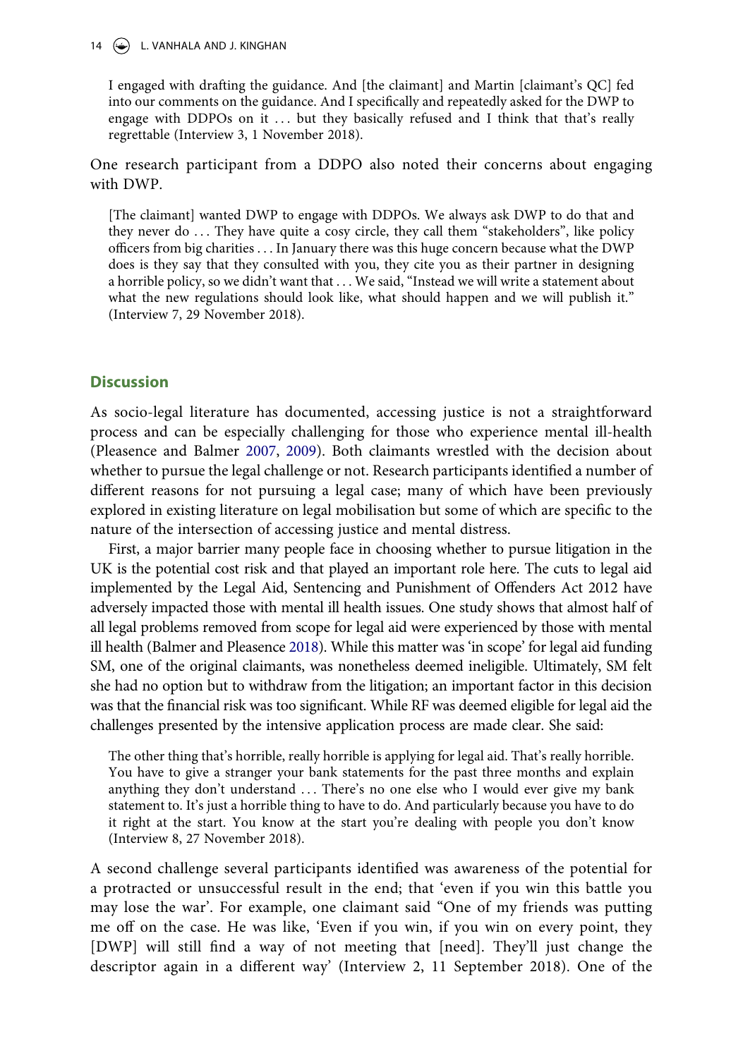> I engaged with drafting the guidance. And [the claimant] and Martin [claimant's QC] fed into our comments on the guidance. And I specifically and repeatedly asked for the DWP to engage with DDPOs on it … but they basically refused and I think that that's really regrettable (Interview 3, 1 November 2018).

One research participant from a DDPO also noted their concerns about engaging with DWP.

> [The claimant] wanted DWP to engage with DDPOs. We always ask DWP to do that and they never do … They have quite a cosy circle, they call them "stakeholders", like policy officers from big charities … In January there was this huge concern because what the DWP does is they say that they consulted with you, they cite you as their partner in designing a horrible policy, so we didn't want that … We said, "Instead we will write a statement about what the new regulations should look like, what should happen and we will publish it." (Interview 7, 29 November 2018).

## Discussion

As socio-legal literature has documented, accessing justice is not a straightforward process and can be especially challenging for those who experience mental ill-health (Pleasence and Balmer 2007, 2009). Both claimants wrestled with the decision about whether to pursue the legal challenge or not. Research participants identified a number of different reasons for not pursuing a legal case; many of which have been previously explored in existing literature on legal mobilisation but some of which are specific to the nature of the intersection of accessing justice and mental distress.

First, a major barrier many people face in choosing whether to pursue litigation in the UK is the potential cost risk and that played an important role here. The cuts to legal aid implemented by the Legal Aid, Sentencing and Punishment of Offenders Act 2012 have adversely impacted those with mental ill health issues. One study shows that almost half of all legal problems removed from scope for legal aid were experienced by those with mental ill health (Balmer and Pleasence 2018). While this matter was 'in scope' for legal aid funding SM, one of the original claimants, was nonetheless deemed ineligible. Ultimately, SM felt she had no option but to withdraw from the litigation; an important factor in this decision was that the financial risk was too significant. While RF was deemed eligible for legal aid the challenges presented by the intensive application process are made clear. She said:

> The other thing that's horrible, really horrible is applying for legal aid. That's really horrible. You have to give a stranger your bank statements for the past three months and explain anything they don't understand … There's no one else who I would ever give my bank statement to. It's just a horrible thing to have to do. And particularly because you have to do it right at the start. You know at the start you're dealing with people you don't know (Interview 8, 27 November 2018).

A second challenge several participants identified was awareness of the potential for a protracted or unsuccessful result in the end; that 'even if you win this battle you may lose the war'. For example, one claimant said "One of my friends was putting me off on the case. He was like, 'Even if you win, if you win on every point, they [DWP] will still find a way of not meeting that [need]. They'll just change the descriptor again in a different way' (Interview 2, 11 September 2018). One of the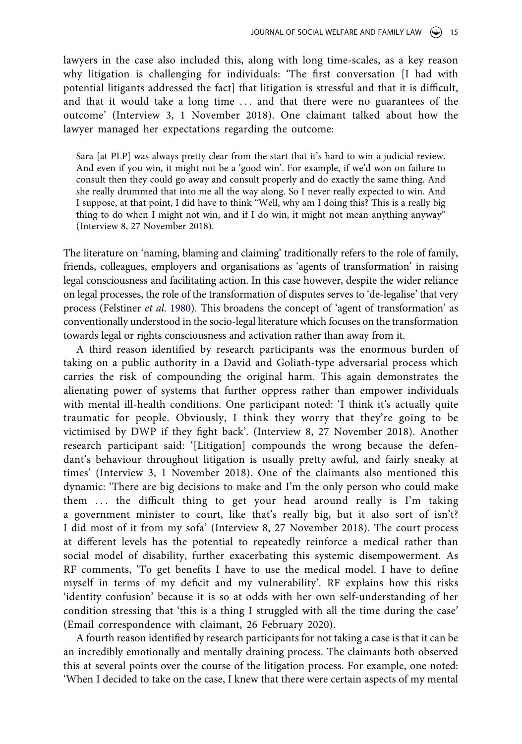lawyers in the case also included this, along with long time-scales, as a key reason why litigation is challenging for individuals: 'The first conversation [I had with potential litigants addressed the fact] that litigation is stressful and that it is difficult, and that it would take a long time ... and that there were no guarantees of the outcome' (Interview 3, 1 November 2018). One claimant talked about how the lawyer managed her expectations regarding the outcome:

> Sara [at PLP] was always pretty clear from the start that it's hard to win a judicial review. And even if you win, it might not be a 'good win'. For example, if we'd won on failure to consult then they could go away and consult properly and do exactly the same thing. And she really drummed that into me all the way along. So I never really expected to win. And I suppose, at that point, I did have to think "Well, why am I doing this? This is a really big thing to do when I might not win, and if I do win, it might not mean anything anyway" (Interview 8, 27 November 2018).

The literature on 'naming, blaming and claiming' traditionally refers to the role of family, friends, colleagues, employers and organisations as 'agents of transformation' in raising legal consciousness and facilitating action. In this case however, despite the wider reliance on legal processes, the role of the transformation of disputes serves to 'de-legalise' that very process (Felstiner *et al.* 1980). This broadens the concept of 'agent of transformation' as conventionally understood in the socio-legal literature which focuses on the transformation towards legal or rights consciousness and activation rather than away from it.

A third reason identified by research participants was the enormous burden of taking on a public authority in a David and Goliath-type adversarial process which carries the risk of compounding the original harm. This again demonstrates the alienating power of systems that further oppress rather than empower individuals with mental ill-health conditions. One participant noted: 'I think it's actually quite traumatic for people. Obviously, I think they worry that they're going to be victimised by DWP if they fight back'. (Interview 8, 27 November 2018). Another research participant said: '[Litigation] compounds the wrong because the defendant's behaviour throughout litigation is usually pretty awful, and fairly sneaky at times' (Interview 3, 1 November 2018). One of the claimants also mentioned this dynamic: 'There are big decisions to make and I'm the only person who could make them ... the difficult thing to get your head around really is I'm taking a government minister to court, like that's really big, but it also sort of isn't? I did most of it from my sofa' (Interview 8, 27 November 2018). The court process at different levels has the potential to repeatedly reinforce a medical rather than social model of disability, further exacerbating this systemic disempowerment. As RF comments, 'To get benefits I have to use the medical model. I have to define myself in terms of my deficit and my vulnerability'. RF explains how this risks 'identity confusion' because it is so at odds with her own self-understanding of her condition stressing that 'this is a thing I struggled with all the time during the case' (Email correspondence with claimant, 26 February 2020).

A fourth reason identified by research participants for not taking a case is that it can be an incredibly emotionally and mentally draining process. The claimants both observed this at several points over the course of the litigation process. For example, one noted: 'When I decided to take on the case, I knew that there were certain aspects of my mental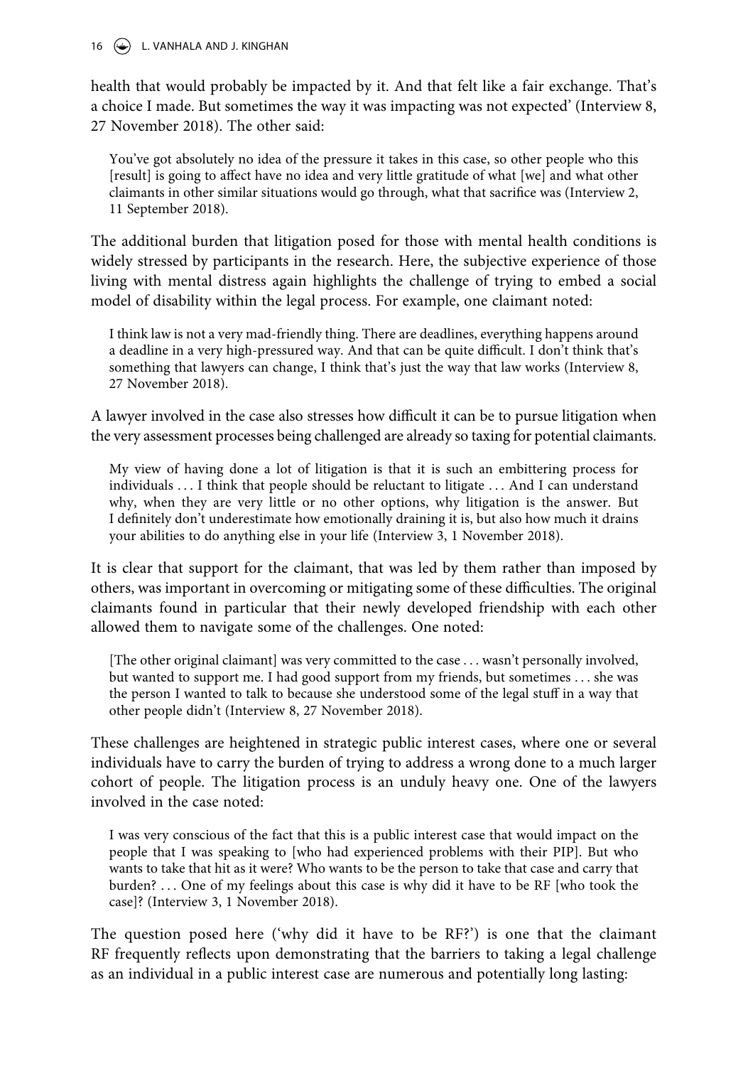health that would probably be impacted by it. And that felt like a fair exchange. That's a choice I made. But sometimes the way it was impacting was not expected' (Interview 8, 27 November 2018). The other said:

> You've got absolutely no idea of the pressure it takes in this case, so other people who this [result] is going to affect have no idea and very little gratitude of what [we] and what other claimants in other similar situations would go through, what that sacrifice was (Interview 2, 11 September 2018).

The additional burden that litigation posed for those with mental health conditions is widely stressed by participants in the research. Here, the subjective experience of those living with mental distress again highlights the challenge of trying to embed a social model of disability within the legal process. For example, one claimant noted:

> I think law is not a very mad-friendly thing. There are deadlines, everything happens around a deadline in a very high-pressured way. And that can be quite difficult. I don't think that's something that lawyers can change, I think that's just the way that law works (Interview 8, 27 November 2018).

A lawyer involved in the case also stresses how difficult it can be to pursue litigation when the very assessment processes being challenged are already so taxing for potential claimants.

> My view of having done a lot of litigation is that it is such an embittering process for individuals … I think that people should be reluctant to litigate … And I can understand why, when they are very little or no other options, why litigation is the answer. But I definitely don't underestimate how emotionally draining it is, but also how much it drains your abilities to do anything else in your life (Interview 3, 1 November 2018).

It is clear that support for the claimant, that was led by them rather than imposed by others, was important in overcoming or mitigating some of these difficulties. The original claimants found in particular that their newly developed friendship with each other allowed them to navigate some of the challenges. One noted:

> [The other original claimant] was very committed to the case … wasn't personally involved, but wanted to support me. I had good support from my friends, but sometimes … she was the person I wanted to talk to because she understood some of the legal stuff in a way that other people didn't (Interview 8, 27 November 2018).

These challenges are heightened in strategic public interest cases, where one or several individuals have to carry the burden of trying to address a wrong done to a much larger cohort of people. The litigation process is an unduly heavy one. One of the lawyers involved in the case noted:

> I was very conscious of the fact that this is a public interest case that would impact on the people that I was speaking to [who had experienced problems with their PIP]. But who wants to take that hit as it were? Who wants to be the person to take that case and carry that burden? … One of my feelings about this case is why did it have to be RF [who took the case]? (Interview 3, 1 November 2018).

The question posed here ('why did it have to be RF?') is one that the claimant RF frequently reflects upon demonstrating that the barriers to taking a legal challenge as an individual in a public interest case are numerous and potentially long lasting: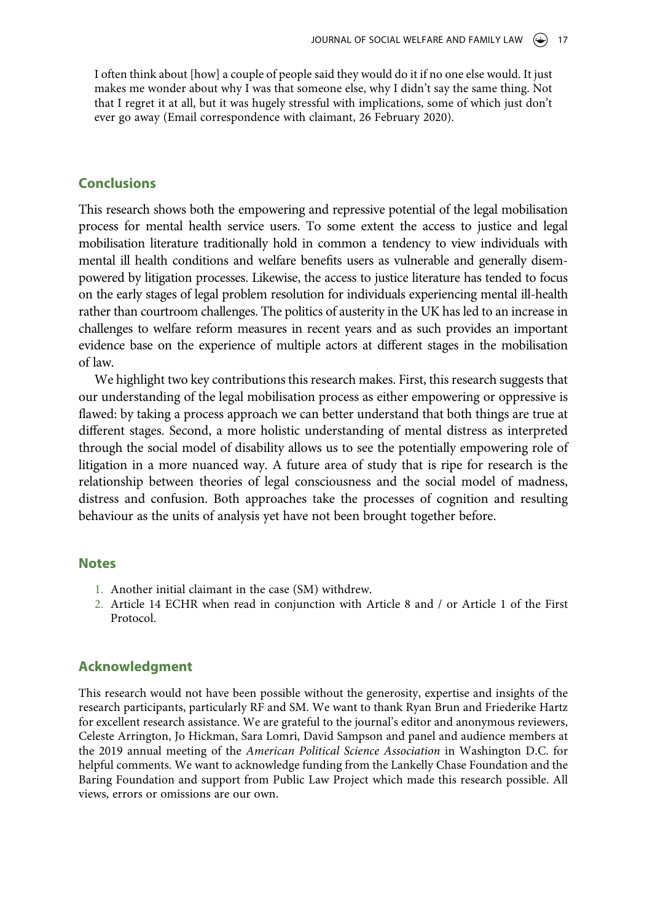> I often think about [how] a couple of people said they would do it if no one else would. It just makes me wonder about why I was that someone else, why I didn't say the same thing. Not that I regret it at all, but it was hugely stressful with implications, some of which just don't ever go away (Email correspondence with claimant, 26 February 2020).

## Conclusions

This research shows both the empowering and repressive potential of the legal mobilisation process for mental health service users. To some extent the access to justice and legal mobilisation literature traditionally hold in common a tendency to view individuals with mental ill health conditions and welfare benefits users as vulnerable and generally disempowered by litigation processes. Likewise, the access to justice literature has tended to focus on the early stages of legal problem resolution for individuals experiencing mental ill-health rather than courtroom challenges. The politics of austerity in the UK has led to an increase in challenges to welfare reform measures in recent years and as such provides an important evidence base on the experience of multiple actors at different stages in the mobilisation of law.

We highlight two key contributions this research makes. First, this research suggests that our understanding of the legal mobilisation process as either empowering or oppressive is flawed: by taking a process approach we can better understand that both things are true at different stages. Second, a more holistic understanding of mental distress as interpreted through the social model of disability allows us to see the potentially empowering role of litigation in a more nuanced way. A future area of study that is ripe for research is the relationship between theories of legal consciousness and the social model of madness, distress and confusion. Both approaches take the processes of cognition and resulting behaviour as the units of analysis yet have not been brought together before.

## Notes

1. Another initial claimant in the case (SM) withdrew.
2. Article 14 ECHR when read in conjunction with Article 8 and / or Article 1 of the First Protocol.

## Acknowledgment

This research would not have been possible without the generosity, expertise and insights of the research participants, particularly RF and SM. We want to thank Ryan Brun and Friederike Hartz for excellent research assistance. We are grateful to the journal's editor and anonymous reviewers, Celeste Arrington, Jo Hickman, Sara Lomri, David Sampson and panel and audience members at the 2019 annual meeting of the *American Political Science Association* in Washington D.C. for helpful comments. We want to acknowledge funding from the Lankelly Chase Foundation and the Baring Foundation and support from Public Law Project which made this research possible. All views, errors or omissions are our own.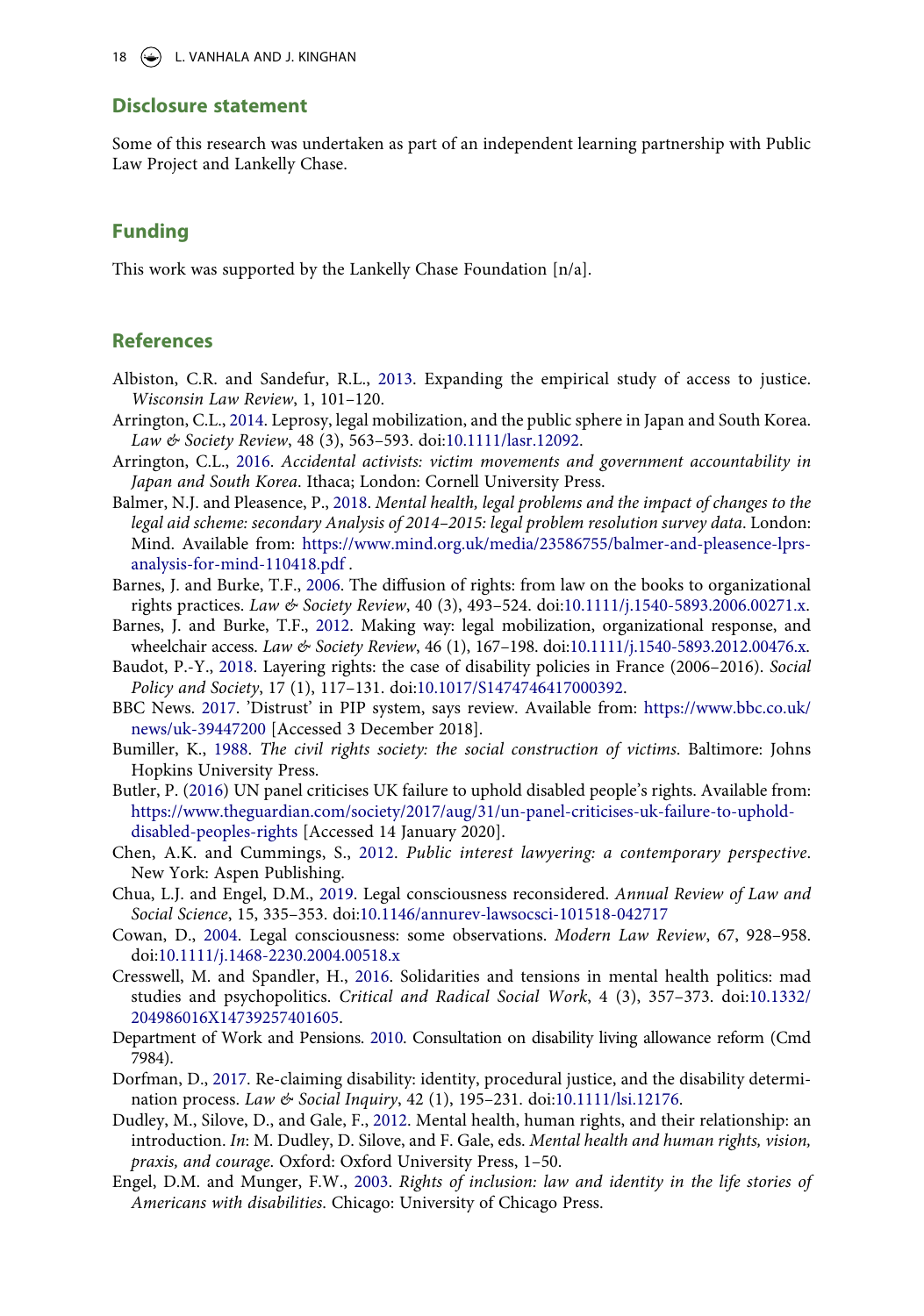## Disclosure statement

Some of this research was undertaken as part of an independent learning partnership with Public Law Project and Lankelly Chase.

## Funding

This work was supported by the Lankelly Chase Foundation [n/a].

## References

Albiston, C.R. and Sandefur, R.L., 2013. Expanding the empirical study of access to justice. *Wisconsin Law Review*, 1, 101–120.

Arrington, C.L., 2014. Leprosy, legal mobilization, and the public sphere in Japan and South Korea. *Law & Society Review*, 48 (3), 563–593. doi:10.1111/lasr.12092.

Arrington, C.L., 2016. *Accidental activists: victim movements and government accountability in Japan and South Korea*. Ithaca; London: Cornell University Press.

Balmer, N.J. and Pleasence, P., 2018. *Mental health, legal problems and the impact of changes to the legal aid scheme: secondary Analysis of 2014–2015: legal problem resolution survey data*. London: Mind. Available from: https://www.mind.org.uk/media/23586755/balmer-and-pleasence-lprs-analysis-for-mind-110418.pdf .

Barnes, J. and Burke, T.F., 2006. The diffusion of rights: from law on the books to organizational rights practices. *Law & Society Review*, 40 (3), 493–524. doi:10.1111/j.1540-5893.2006.00271.x.

Barnes, J. and Burke, T.F., 2012. Making way: legal mobilization, organizational response, and wheelchair access. *Law & Society Review*, 46 (1), 167–198. doi:10.1111/j.1540-5893.2012.00476.x.

Baudot, P.-Y., 2018. Layering rights: the case of disability policies in France (2006–2016). *Social Policy and Society*, 17 (1), 117–131. doi:10.1017/S1474746417000392.

BBC News. 2017. 'Distrust' in PIP system, says review. Available from: https://www.bbc.co.uk/news/uk-39447200 [Accessed 3 December 2018].

Bumiller, K., 1988. *The civil rights society: the social construction of victims*. Baltimore: Johns Hopkins University Press.

Butler, P. (2016) UN panel criticises UK failure to uphold disabled people's rights. Available from: https://www.theguardian.com/society/2017/aug/31/un-panel-criticises-uk-failure-to-uphold-disabled-peoples-rights [Accessed 14 January 2020].

Chen, A.K. and Cummings, S., 2012. *Public interest lawyering: a contemporary perspective*. New York: Aspen Publishing.

Chua, L.J. and Engel, D.M., 2019. Legal consciousness reconsidered. *Annual Review of Law and Social Science*, 15, 335–353. doi:10.1146/annurev-lawsocsci-101518-042717

Cowan, D., 2004. Legal consciousness: some observations. *Modern Law Review*, 67, 928–958. doi:10.1111/j.1468-2230.2004.00518.x

Cresswell, M. and Spandler, H., 2016. Solidarities and tensions in mental health politics: mad studies and psychopolitics. *Critical and Radical Social Work*, 4 (3), 357–373. doi:10.1332/204986016X14739257401605.

Department of Work and Pensions. 2010. Consultation on disability living allowance reform (Cmd 7984).

Dorfman, D., 2017. Re-claiming disability: identity, procedural justice, and the disability determination process. *Law & Social Inquiry*, 42 (1), 195–231. doi:10.1111/lsi.12176.

Dudley, M., Silove, D., and Gale, F., 2012. Mental health, human rights, and their relationship: an introduction. *In*: M. Dudley, D. Silove, and F. Gale, eds. *Mental health and human rights, vision, praxis, and courage*. Oxford: Oxford University Press, 1–50.

Engel, D.M. and Munger, F.W., 2003. *Rights of inclusion: law and identity in the life stories of Americans with disabilities*. Chicago: University of Chicago Press.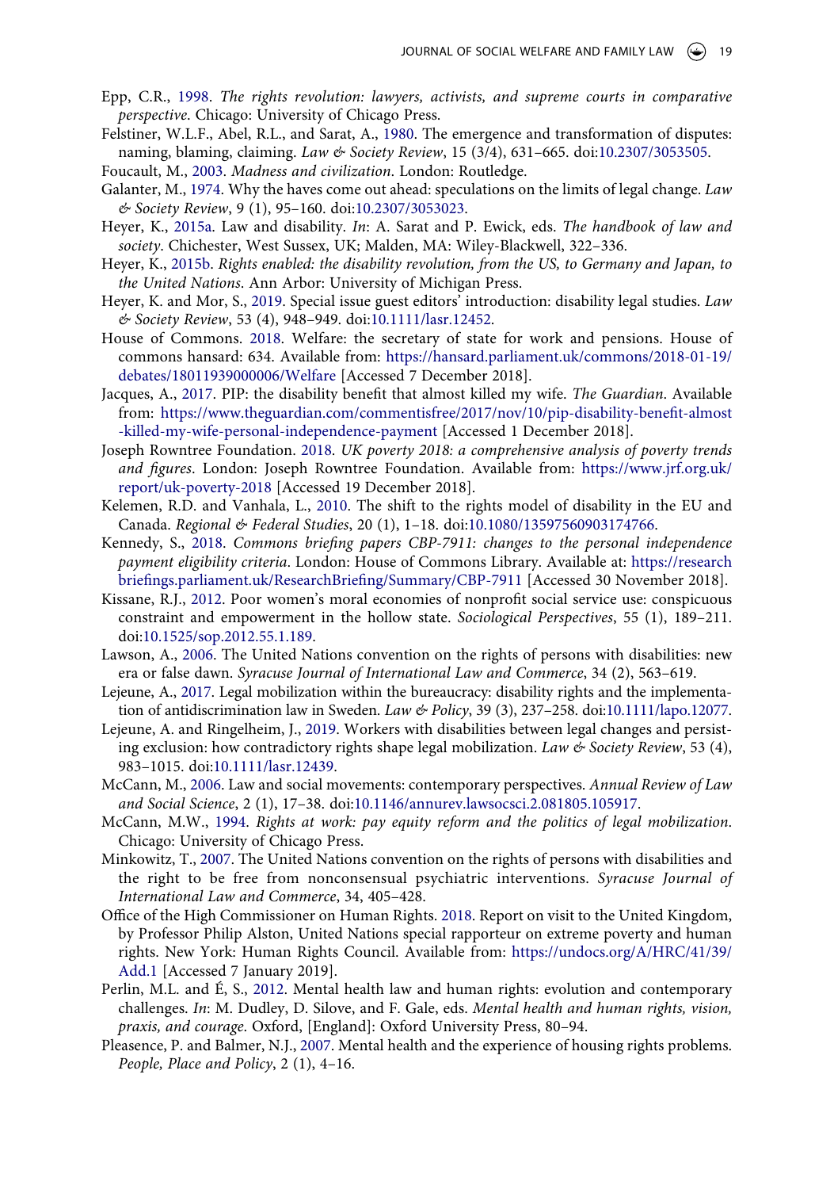Epp, C.R., 1998. *The rights revolution: lawyers, activists, and supreme courts in comparative perspective*. Chicago: University of Chicago Press.

Felstiner, W.L.F., Abel, R.L., and Sarat, A., 1980. The emergence and transformation of disputes: naming, blaming, claiming. *Law & Society Review*, 15 (3/4), 631–665. doi:10.2307/3053505.

Foucault, M., 2003. *Madness and civilization*. London: Routledge.

Galanter, M., 1974. Why the haves come out ahead: speculations on the limits of legal change. *Law & Society Review*, 9 (1), 95–160. doi:10.2307/3053023.

Heyer, K., 2015a. Law and disability. *In*: A. Sarat and P. Ewick, eds. *The handbook of law and society*. Chichester, West Sussex, UK; Malden, MA: Wiley-Blackwell, 322–336.

Heyer, K., 2015b. *Rights enabled: the disability revolution, from the US, to Germany and Japan, to the United Nations*. Ann Arbor: University of Michigan Press.

Heyer, K. and Mor, S., 2019. Special issue guest editors' introduction: disability legal studies. *Law & Society Review*, 53 (4), 948–949. doi:10.1111/lasr.12452.

House of Commons. 2018. Welfare: the secretary of state for work and pensions. House of commons hansard: 634. Available from: https://hansard.parliament.uk/commons/2018-01-19/debates/18011939000006/Welfare [Accessed 7 December 2018].

Jacques, A., 2017. PIP: the disability benefit that almost killed my wife. *The Guardian*. Available from: https://www.theguardian.com/commentisfree/2017/nov/10/pip-disability-benefit-almost-killed-my-wife-personal-independence-payment [Accessed 1 December 2018].

Joseph Rowntree Foundation. 2018. *UK poverty 2018: a comprehensive analysis of poverty trends and figures*. London: Joseph Rowntree Foundation. Available from: https://www.jrf.org.uk/report/uk-poverty-2018 [Accessed 19 December 2018].

Kelemen, R.D. and Vanhala, L., 2010. The shift to the rights model of disability in the EU and Canada. *Regional & Federal Studies*, 20 (1), 1–18. doi:10.1080/13597560903174766.

Kennedy, S., 2018. *Commons briefing papers CBP-7911: changes to the personal independence payment eligibility criteria*. London: House of Commons Library. Available at: https://researchbriefings.parliament.uk/ResearchBriefing/Summary/CBP-7911 [Accessed 30 November 2018].

Kissane, R.J., 2012. Poor women's moral economies of nonprofit social service use: conspicuous constraint and empowerment in the hollow state. *Sociological Perspectives*, 55 (1), 189–211. doi:10.1525/sop.2012.55.1.189.

Lawson, A., 2006. The United Nations convention on the rights of persons with disabilities: new era or false dawn. *Syracuse Journal of International Law and Commerce*, 34 (2), 563–619.

Lejeune, A., 2017. Legal mobilization within the bureaucracy: disability rights and the implementation of antidiscrimination law in Sweden. *Law & Policy*, 39 (3), 237–258. doi:10.1111/lapo.12077.

Lejeune, A. and Ringelheim, J., 2019. Workers with disabilities between legal changes and persisting exclusion: how contradictory rights shape legal mobilization. *Law & Society Review*, 53 (4), 983–1015. doi:10.1111/lasr.12439.

McCann, M., 2006. Law and social movements: contemporary perspectives. *Annual Review of Law and Social Science*, 2 (1), 17–38. doi:10.1146/annurev.lawsocsci.2.081805.105917.

McCann, M.W., 1994. *Rights at work: pay equity reform and the politics of legal mobilization*. Chicago: University of Chicago Press.

Minkowitz, T., 2007. The United Nations convention on the rights of persons with disabilities and the right to be free from nonconsensual psychiatric interventions. *Syracuse Journal of International Law and Commerce*, 34, 405–428.

Office of the High Commissioner on Human Rights. 2018. Report on visit to the United Kingdom, by Professor Philip Alston, United Nations special rapporteur on extreme poverty and human rights. New York: Human Rights Council. Available from: https://undocs.org/A/HRC/41/39/Add.1 [Accessed 7 January 2019].

Perlin, M.L. and É, S., 2012. Mental health law and human rights: evolution and contemporary challenges. *In*: M. Dudley, D. Silove, and F. Gale, eds. *Mental health and human rights, vision, praxis, and courage*. Oxford, [England]: Oxford University Press, 80–94.

Pleasence, P. and Balmer, N.J., 2007. Mental health and the experience of housing rights problems. *People, Place and Policy*, 2 (1), 4–16.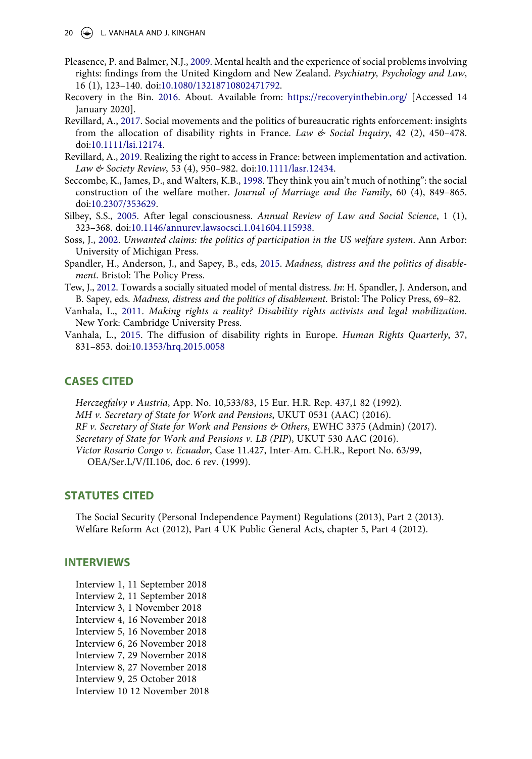Pleasence, P. and Balmer, N.J., 2009. Mental health and the experience of social problems involving rights: findings from the United Kingdom and New Zealand. *Psychiatry, Psychology and Law*, 16 (1), 123–140. doi:10.1080/13218710802471792.

Recovery in the Bin. 2016. About. Available from: https://recoveryinthebin.org/ [Accessed 14 January 2020].

Revillard, A., 2017. Social movements and the politics of bureaucratic rights enforcement: insights from the allocation of disability rights in France. *Law & Social Inquiry*, 42 (2), 450–478. doi:10.1111/lsi.12174.

Revillard, A., 2019. Realizing the right to access in France: between implementation and activation. *Law & Society Review*, 53 (4), 950–982. doi:10.1111/lasr.12434.

Seccombe, K., James, D., and Walters, K.B., 1998. They think you ain't much of nothing": the social construction of the welfare mother. *Journal of Marriage and the Family*, 60 (4), 849–865. doi:10.2307/353629.

Silbey, S.S., 2005. After legal consciousness. *Annual Review of Law and Social Science*, 1 (1), 323–368. doi:10.1146/annurev.lawsocsci.1.041604.115938.

Soss, J., 2002. *Unwanted claims: the politics of participation in the US welfare system*. Ann Arbor: University of Michigan Press.

Spandler, H., Anderson, J., and Sapey, B., eds, 2015. *Madness, distress and the politics of disablement*. Bristol: The Policy Press.

Tew, J., 2012. Towards a socially situated model of mental distress. *In*: H. Spandler, J. Anderson, and B. Sapey, eds. *Madness, distress and the politics of disablement*. Bristol: The Policy Press, 69–82.

Vanhala, L., 2011. *Making rights a reality? Disability rights activists and legal mobilization*. New York: Cambridge University Press.

Vanhala, L., 2015. The diffusion of disability rights in Europe. *Human Rights Quarterly*, 37, 831–853. doi:10.1353/hrq.2015.0058

## CASES CITED

*Herczegfalvy v Austria*, App. No. 10,533/83, 15 Eur. H.R. Rep. 437,1 82 (1992).
*MH v. Secretary of State for Work and Pensions*, UKUT 0531 (AAC) (2016).
*RF v. Secretary of State for Work and Pensions & Others*, EWHC 3375 (Admin) (2017).
*Secretary of State for Work and Pensions v. LB (PIP)*, UKUT 530 AAC (2016).
*Victor Rosario Congo v. Ecuador*, Case 11.427, Inter-Am. C.H.R., Report No. 63/99, OEA/Ser.L/V/II.106, doc. 6 rev. (1999).

## STATUTES CITED

The Social Security (Personal Independence Payment) Regulations (2013), Part 2 (2013).
Welfare Reform Act (2012), Part 4 UK Public General Acts, chapter 5, Part 4 (2012).

## INTERVIEWS

Interview 1, 11 September 2018
Interview 2, 11 September 2018
Interview 3, 1 November 2018
Interview 4, 16 November 2018
Interview 5, 16 November 2018
Interview 6, 26 November 2018
Interview 7, 29 November 2018
Interview 8, 27 November 2018
Interview 9, 25 October 2018
Interview 10 12 November 2018